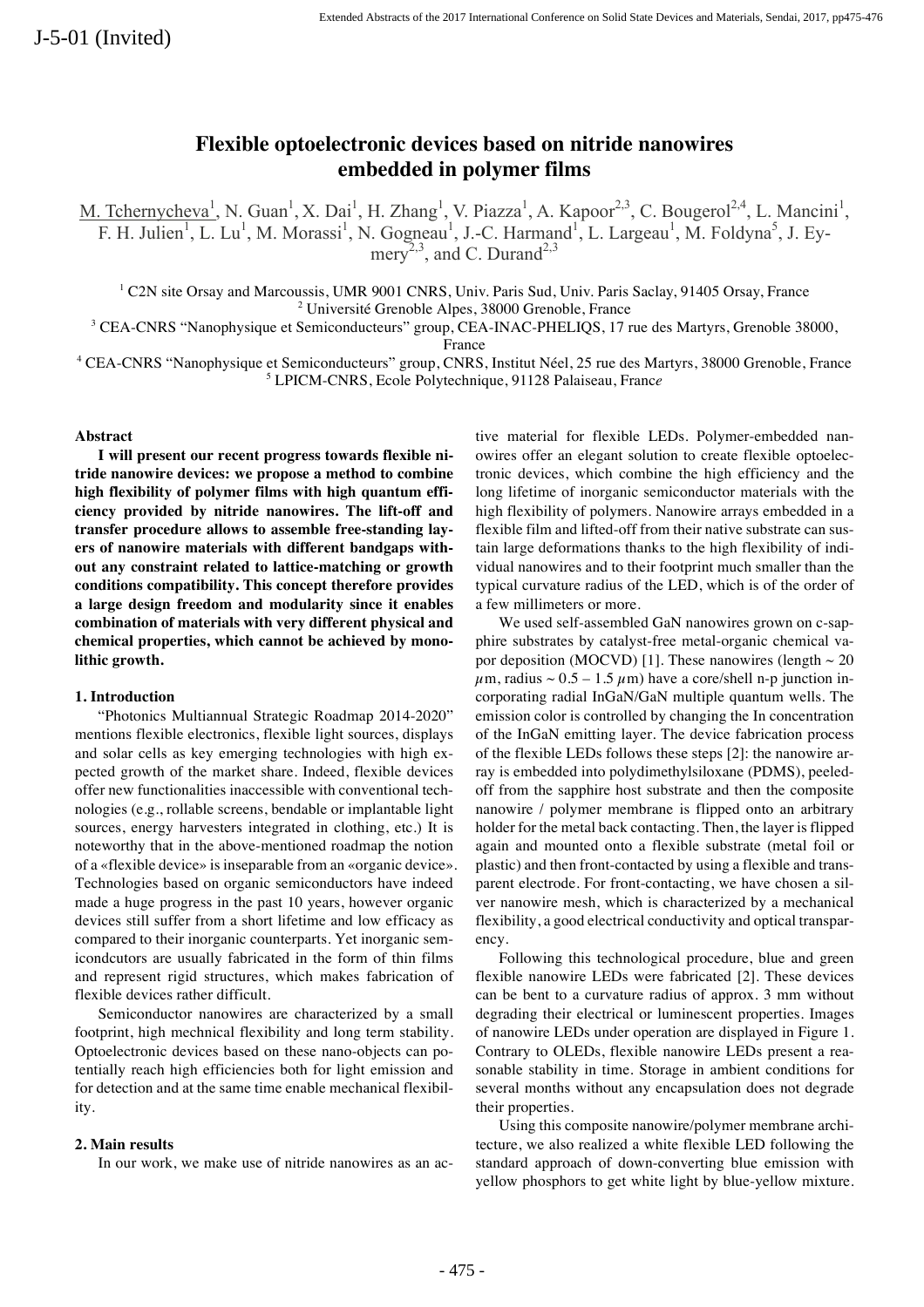J-5-01 (Invited)

# Flexible optoelectronic devices based on nitride nanowires embedded in polymer films

M. Tchernycheva[1], N. Guan[1], X. Dai[1], H. Zhang[1], V. Piazza[1], A. Kapoor[2,3], C. Bougerol[2,4], L. Mancini[1], F. H. Julien[1], L. Lu[1], M. Morassi[1], N. Gogneau[1], J.-C. Harmand[1], L. Largeau[1], M. Foldyna[5], J. Eymery[2,3], and C. Durand[2,3]

[1] C2N site Orsay and Marcoussis, UMR 9001 CNRS, Univ. Paris Sud, Univ. Paris Saclay, 91405 Orsay, France
[2] Université Grenoble Alpes, 38000 Grenoble, France
[3] CEA-CNRS "Nanophysique et Semiconducteurs" group, CEA-INAC-PHELIQS, 17 rue des Martyrs, Grenoble 38000, France
[4] CEA-CNRS "Nanophysique et Semiconducteurs" group, CNRS, Institut Néel, 25 rue des Martyrs, 38000 Grenoble, France
[5] LPICM-CNRS, Ecole Polytechnique, 91128 Palaiseau, France

## Abstract

**I will present our recent progress towards flexible nitride nanowire devices: we propose a method to combine high flexibility of polymer films with high quantum efficiency provided by nitride nanowires. The lift-off and transfer procedure allows to assemble free-standing layers of nanowire materials with different bandgaps without any constraint related to lattice-matching or growth conditions compatibility. This concept therefore provides a large design freedom and modularity since it enables combination of materials with very different physical and chemical properties, which cannot be achieved by monolithic growth.**

## 1. Introduction

"Photonics Multiannual Strategic Roadmap 2014-2020" mentions flexible electronics, flexible light sources, displays and solar cells as key emerging technologies with high expected growth of the market share. Indeed, flexible devices offer new functionalities inaccessible with conventional technologies (e.g., rollable screens, bendable or implantable light sources, energy harvesters integrated in clothing, etc.) It is noteworthy that in the above-mentioned roadmap the notion of a «flexible device» is inseparable from an «organic device». Technologies based on organic semiconductors have indeed made a huge progress in the past 10 years, however organic devices still suffer from a short lifetime and low efficacy as compared to their inorganic counterparts. Yet inorganic semicondcutors are usually fabricated in the form of thin films and represent rigid structures, which makes fabrication of flexible devices rather difficult.

Semiconductor nanowires are characterized by a small footprint, high mechnical flexibility and long term stability. Optoelectronic devices based on these nano-objects can potentially reach high efficiencies both for light emission and for detection and at the same time enable mechanical flexibility.

## 2. Main results

In our work, we make use of nitride nanowires as an active material for flexible LEDs. Polymer-embedded nanowires offer an elegant solution to create flexible optoelectronic devices, which combine the high efficiency and the long lifetime of inorganic semiconductor materials with the high flexibility of polymers. Nanowire arrays embedded in a flexible film and lifted-off from their native substrate can sustain large deformations thanks to the high flexibility of individual nanowires and to their footprint much smaller than the typical curvature radius of the LED, which is of the order of a few millimeters or more.

We used self-assembled GaN nanowires grown on c-sapphire substrates by catalyst-free metal-organic chemical vapor deposition (MOCVD) [1]. These nanowires (length ~ 20 $\mu$m, radius ~ 0.5 – 1.5 $\mu$m) have a core/shell n-p junction incorporating radial InGaN/GaN multiple quantum wells. The emission color is controlled by changing the In concentration of the InGaN emitting layer. The device fabrication process of the flexible LEDs follows these steps [2]: the nanowire array is embedded into polydimethylsiloxane (PDMS), peeled-off from the sapphire host substrate and then the composite nanowire / polymer membrane is flipped onto an arbitrary holder for the metal back contacting. Then, the layer is flipped again and mounted onto a flexible substrate (metal foil or plastic) and then front-contacted by using a flexible and transparent electrode. For front-contacting, we have chosen a silver nanowire mesh, which is characterized by a mechanical flexibility, a good electrical conductivity and optical transparency.

Following this technological procedure, blue and green flexible nanowire LEDs were fabricated [2]. These devices can be bent to a curvature radius of approx. 3 mm without degrading their electrical or luminescent properties. Images of nanowire LEDs under operation are displayed in Figure 1. Contrary to OLEDs, flexible nanowire LEDs present a reasonable stability in time. Storage in ambient conditions for several months without any encapsulation does not degrade their properties.

Using this composite nanowire/polymer membrane architecture, we also realized a white flexible LED following the standard approach of down-converting blue emission with yellow phosphors to get white light by blue-yellow mixture.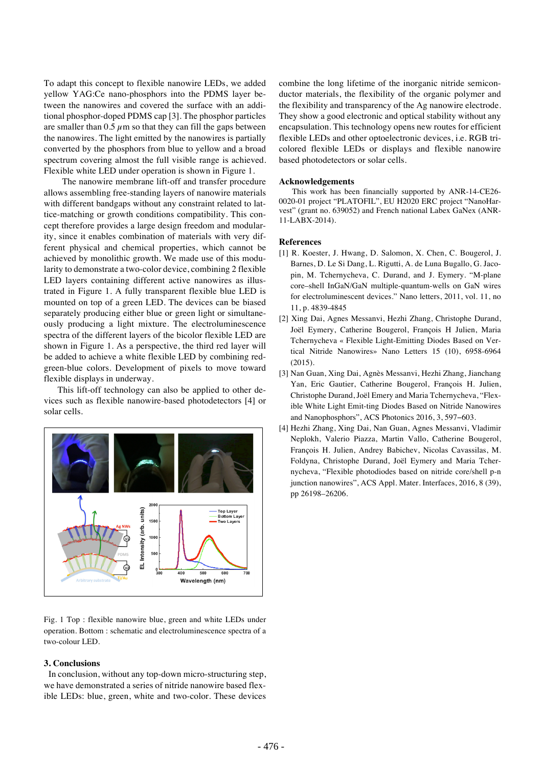To adapt this concept to flexible nanowire LEDs, we added yellow YAG:Ce nano-phosphors into the PDMS layer between the nanowires and covered the surface with an additional phosphor-doped PDMS cap [3]. The phosphor particles are smaller than 0.5 $\mu$m so that they can fill the gaps between the nanowires. The light emitted by the nanowires is partially converted by the phosphors from blue to yellow and a broad spectrum covering almost the full visible range is achieved. Flexible white LED under operation is shown in Figure 1.

The nanowire membrane lift-off and transfer procedure allows assembling free-standing layers of nanowire materials with different bandgaps without any constraint related to lattice-matching or growth conditions compatibility. This concept therefore provides a large design freedom and modularity, since it enables combination of materials with very different physical and chemical properties, which cannot be achieved by monolithic growth. We made use of this modularity to demonstrate a two-color device, combining 2 flexible LED layers containing different active nanowires as illustrated in Figure 1. A fully transparent flexible blue LED is mounted on top of a green LED. The devices can be biased separately producing either blue or green light or simultaneously producing a light mixture. The electroluminescence spectra of the different layers of the bicolor flexible LED are shown in Figure 1. As a perspective, the third red layer will be added to achieve a white flexible LED by combining red-green-blue colors. Development of pixels to move toward flexible displays in underway.

This lift-off technology can also be applied to other devices such as flexible nanowire-based photodetectors [4] or solar cells.

Ag NWs
V1
PDMS
V2
Arbitrary substrate
Ti/Au

EL Intensity (arb. units)
2000
1500
1000
500
0
300 400 500 600 700
Wavelength (nm)
Top Layer
Bottom Layer
Two Layers

Fig. 1 Top : flexible nanowire blue, green and white LEDs under operation. Bottom : schematic and electroluminescence spectra of a two-colour LED.

### 3. Conclusions

In conclusion, without any top-down micro-structuring step, we have demonstrated a series of nitride nanowire based flexible LEDs: blue, green, white and two-color. These devices combine the long lifetime of the inorganic nitride semiconductor materials, the flexibility of the organic polymer and the flexibility and transparency of the Ag nanowire electrode. They show a good electronic and optical stability without any encapsulation. This technology opens new routes for efficient flexible LEDs and other optoelectronic devices, i.e. RGB tri-colored flexible LEDs or displays and flexible nanowire based photodetectors or solar cells.

### Acknowledgements

This work has been financially supported by ANR-14-CE26-0020-01 project "PLATOFIL", EU H2020 ERC project "NanoHarvest" (grant no. 639052) and French national Labex GaNex (ANR-11-LABX-2014).

### References

[1] R. Koester, J. Hwang, D. Salomon, X. Chen, C. Bougerol, J. Barnes, D. Le Si Dang, L. Rigutti, A. de Luna Bugallo, G. Jacopin, M. Tchernycheva, C. Durand, and J. Eymery. "M-plane core–shell InGaN/GaN multiple-quantum-wells on GaN wires for electroluminescent devices." Nano letters, 2011, vol. 11, no 11, p. 4839-4845

[2] Xing Dai, Agnes Messanvi, Hezhi Zhang, Christophe Durand, Joël Eymery, Catherine Bougerol, François H Julien, Maria Tchernycheva « Flexible Light-Emitting Diodes Based on Vertical Nitride Nanowires» Nano Letters 15 (10), 6958-6964 (2015).

[3] Nan Guan, Xing Dai, Agnès Messanvi, Hezhi Zhang, Jianchang Yan, Eric Gautier, Catherine Bougerol, François H. Julien, Christophe Durand, Joël Emery and Maria Tchernycheva, "Flexible White Light Emit-ting Diodes Based on Nitride Nanowires and Nanophosphors", ACS Photonics 2016, 3, 597–603.

[4] Hezhi Zhang, Xing Dai, Nan Guan, Agnes Messanvi, Vladimir Neplokh, Valerio Piazza, Martin Vallo, Catherine Bougerol, François H. Julien, Andrey Babichev, Nicolas Cavassilas, M. Foldyna, Christophe Durand, Joël Eymery and Maria Tchernycheva, "Flexible photodiodes based on nitride core/shell p-n junction nanowires", ACS Appl. Mater. Interfaces, 2016, 8 (39), pp 26198–26206.